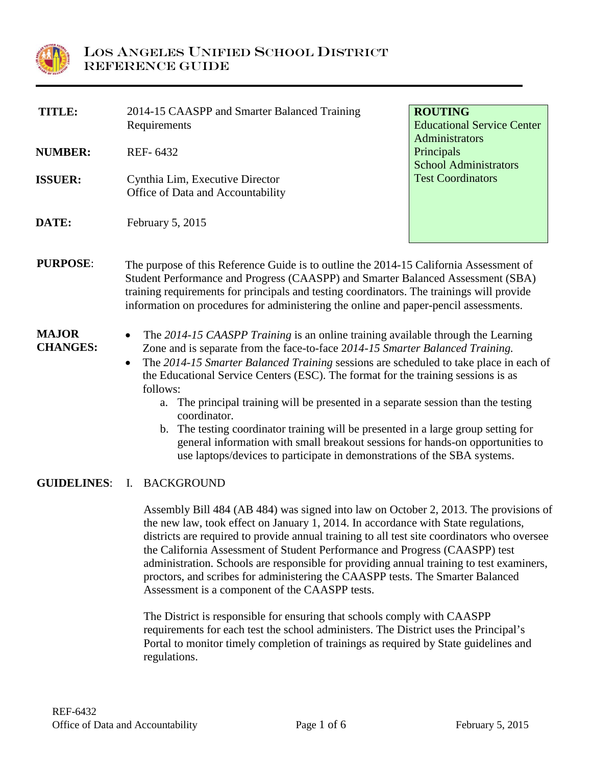# LOS ANGELES UNIFIED SCHOOL DISTRICT
## REFERENCE GUIDE

| | | |
|---|---|---|
| **TITLE:** | 2014-15 CAASPP and Smarter Balanced Training Requirements | **ROUTING**<br>Educational Service Center Administrators<br>Principals<br>School Administrators<br>Test Coordinators |
| **NUMBER:** | REF- 6432 | |
| **ISSUER:** | Cynthia Lim, Executive Director<br>Office of Data and Accountability | |
| **DATE:** | February 5, 2015 | |

**PURPOSE**: The purpose of this Reference Guide is to outline the 2014-15 California Assessment of Student Performance and Progress (CAASPP) and Smarter Balanced Assessment (SBA) training requirements for principals and testing coordinators. The trainings will provide information on procedures for administering the online and paper-pencil assessments.

**MAJOR CHANGES:**

- The *2014-15 CAASPP Training* is an online training available through the Learning Zone and is separate from the face-to-face 2*014-15 Smarter Balanced Training.*
- The *2014-15 Smarter Balanced Training* sessions are scheduled to take place in each of the Educational Service Centers (ESC). The format for the training sessions is as follows:
  a. The principal training will be presented in a separate session than the testing coordinator.
  b. The testing coordinator training will be presented in a large group setting for general information with small breakout sessions for hands-on opportunities to use laptops/devices to participate in demonstrations of the SBA systems.

**GUIDELINES**: I. BACKGROUND

Assembly Bill 484 (AB 484) was signed into law on October 2, 2013. The provisions of the new law, took effect on January 1, 2014. In accordance with State regulations, districts are required to provide annual training to all test site coordinators who oversee the California Assessment of Student Performance and Progress (CAASPP) test administration. Schools are responsible for providing annual training to test examiners, proctors, and scribes for administering the CAASPP tests. The Smarter Balanced Assessment is a component of the CAASPP tests.

The District is responsible for ensuring that schools comply with CAASPP requirements for each test the school administers. The District uses the Principal's Portal to monitor timely completion of trainings as required by State guidelines and regulations.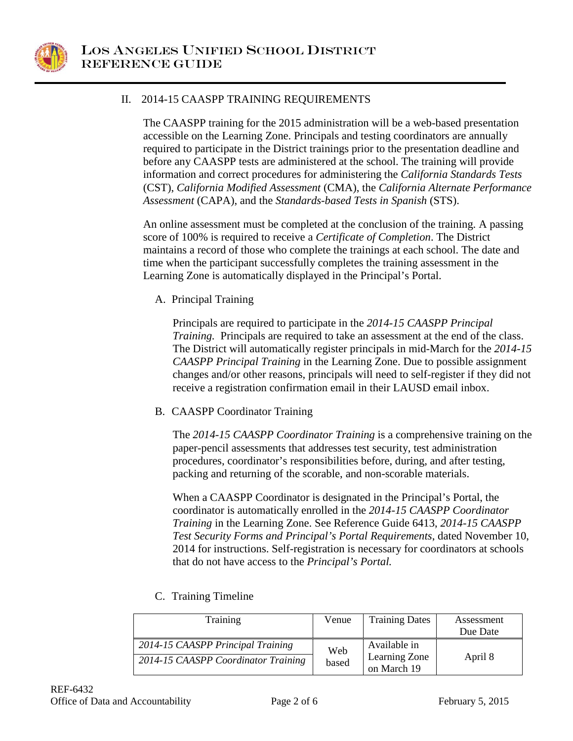## II. 2014-15 CAASPP TRAINING REQUIREMENTS

The CAASPP training for the 2015 administration will be a web-based presentation accessible on the Learning Zone. Principals and testing coordinators are annually required to participate in the District trainings prior to the presentation deadline and before any CAASPP tests are administered at the school. The training will provide information and correct procedures for administering the *California Standards Tests* (CST), *California Modified Assessment* (CMA), the *California Alternate Performance Assessment* (CAPA), and the *Standards-based Tests in Spanish* (STS).

An online assessment must be completed at the conclusion of the training. A passing score of 100% is required to receive a *Certificate of Completion*. The District maintains a record of those who complete the trainings at each school. The date and time when the participant successfully completes the training assessment in the Learning Zone is automatically displayed in the Principal's Portal.

### A. Principal Training

Principals are required to participate in the *2014-15 CAASPP Principal Training.* Principals are required to take an assessment at the end of the class. The District will automatically register principals in mid-March for the *2014-15 CAASPP Principal Training* in the Learning Zone. Due to possible assignment changes and/or other reasons, principals will need to self-register if they did not receive a registration confirmation email in their LAUSD email inbox.

### B. CAASPP Coordinator Training

The *2014-15 CAASPP Coordinator Training* is a comprehensive training on the paper-pencil assessments that addresses test security, test administration procedures, coordinator's responsibilities before, during, and after testing, packing and returning of the scorable, and non-scorable materials.

When a CAASPP Coordinator is designated in the Principal's Portal, the coordinator is automatically enrolled in the *2014-15 CAASPP Coordinator Training* in the Learning Zone. See Reference Guide 6413, *2014-15 CAASPP Test Security Forms and Principal's Portal Requirements,* dated November 10, 2014 for instructions. Self-registration is necessary for coordinators at schools that do not have access to the *Principal's Portal.*

### C. Training Timeline

| Training | Venue | Training Dates | Assessment Due Date |
|---|---|---|---|
| *2014-15 CAASPP Principal Training* | Web based | Available in Learning Zone on March 19 | April 8 |
| *2014-15 CAASPP Coordinator Training* | | | |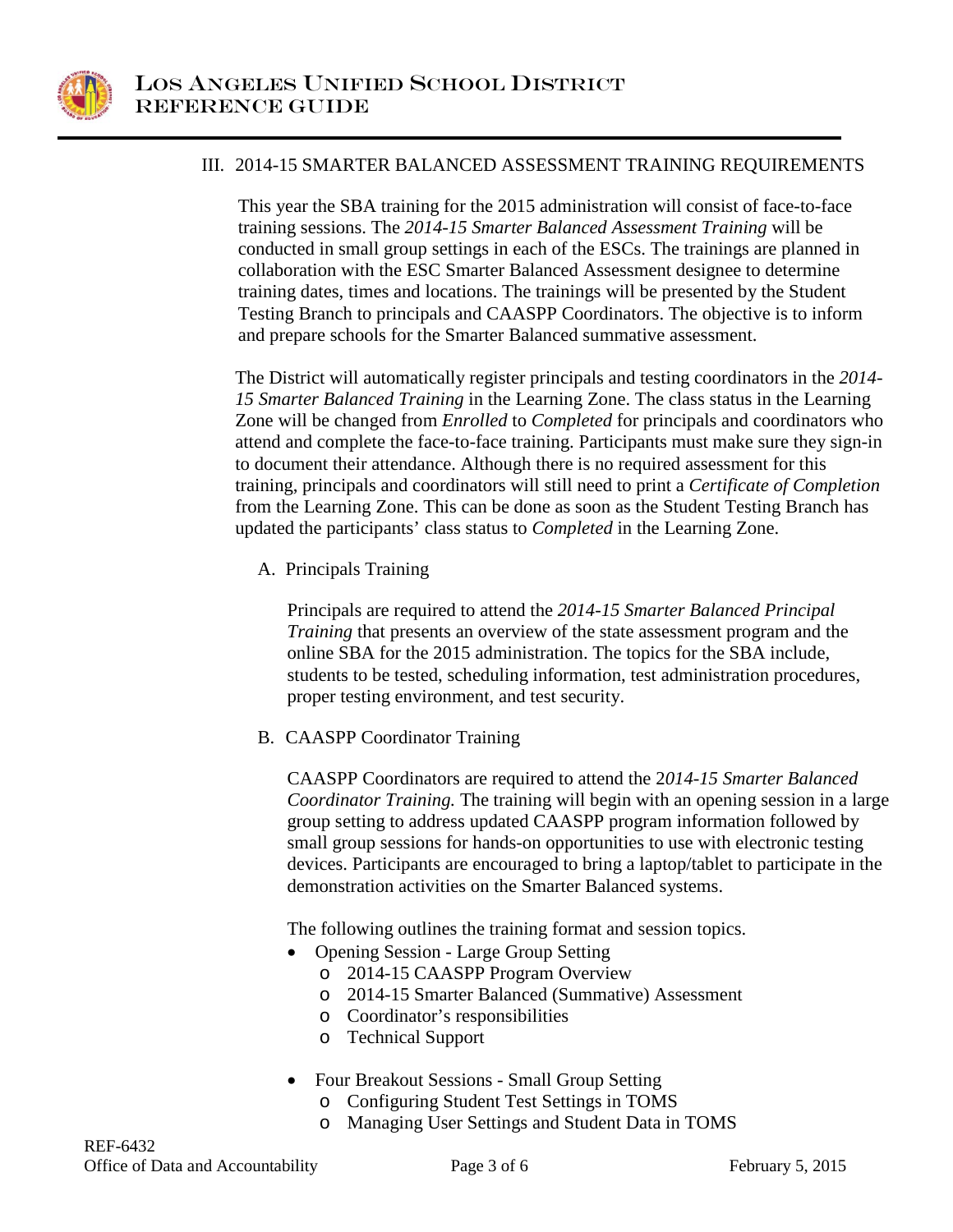## III. 2014-15 SMARTER BALANCED ASSESSMENT TRAINING REQUIREMENTS

This year the SBA training for the 2015 administration will consist of face-to-face training sessions. The *2014-15 Smarter Balanced Assessment Training* will be conducted in small group settings in each of the ESCs. The trainings are planned in collaboration with the ESC Smarter Balanced Assessment designee to determine training dates, times and locations. The trainings will be presented by the Student Testing Branch to principals and CAASPP Coordinators. The objective is to inform and prepare schools for the Smarter Balanced summative assessment.

The District will automatically register principals and testing coordinators in the *2014-15 Smarter Balanced Training* in the Learning Zone. The class status in the Learning Zone will be changed from *Enrolled* to *Completed* for principals and coordinators who attend and complete the face-to-face training. Participants must make sure they sign-in to document their attendance. Although there is no required assessment for this training, principals and coordinators will still need to print a *Certificate of Completion* from the Learning Zone. This can be done as soon as the Student Testing Branch has updated the participants' class status to *Completed* in the Learning Zone.

### A. Principals Training

Principals are required to attend the *2014-15 Smarter Balanced Principal Training* that presents an overview of the state assessment program and the online SBA for the 2015 administration. The topics for the SBA include, students to be tested, scheduling information, test administration procedures, proper testing environment, and test security.

### B. CAASPP Coordinator Training

CAASPP Coordinators are required to attend the *2014-15 Smarter Balanced Coordinator Training.* The training will begin with an opening session in a large group setting to address updated CAASPP program information followed by small group sessions for hands-on opportunities to use with electronic testing devices. Participants are encouraged to bring a laptop/tablet to participate in the demonstration activities on the Smarter Balanced systems.

The following outlines the training format and session topics.

- Opening Session - Large Group Setting
  - 2014-15 CAASPP Program Overview
  - 2014-15 Smarter Balanced (Summative) Assessment
  - Coordinator's responsibilities
  - Technical Support
- Four Breakout Sessions - Small Group Setting
  - Configuring Student Test Settings in TOMS
  - Managing User Settings and Student Data in TOMS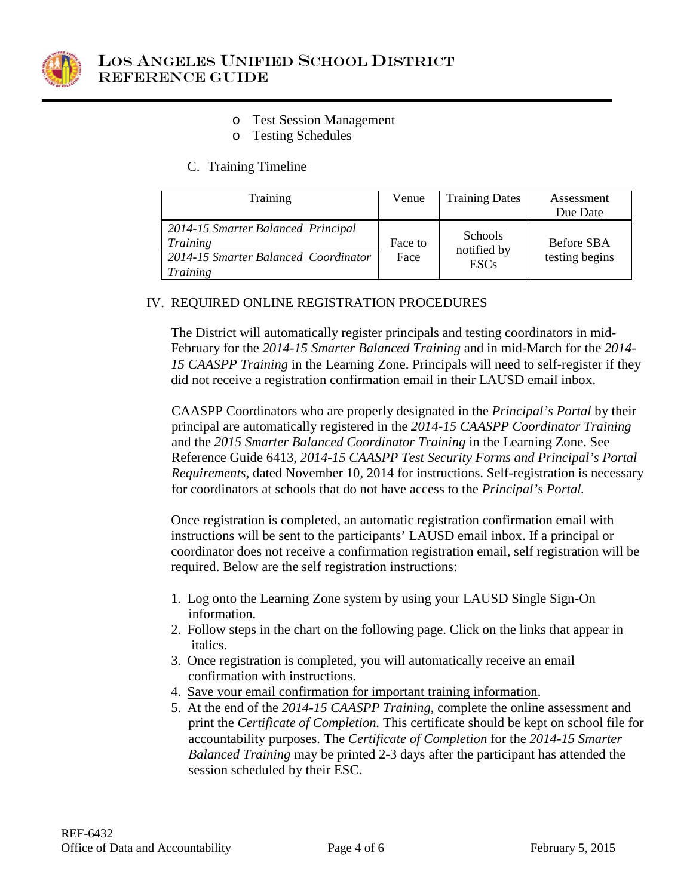- Test Session Management
- Testing Schedules

C. Training Timeline

| Training | Venue | Training Dates | Assessment Due Date |
|---|---|---|---|
| *2014-15 Smarter Balanced Principal Training*<br>*2014-15 Smarter Balanced Coordinator Training* | Face to Face | Schools notified by ESCs | Before SBA testing begins |

## IV. REQUIRED ONLINE REGISTRATION PROCEDURES

The District will automatically register principals and testing coordinators in mid-February for the *2014-15 Smarter Balanced Training* and in mid-March for the *2014-15 CAASPP Training* in the Learning Zone. Principals will need to self-register if they did not receive a registration confirmation email in their LAUSD email inbox.

CAASPP Coordinators who are properly designated in the *Principal's Portal* by their principal are automatically registered in the *2014-15 CAASPP Coordinator Training* and the *2015 Smarter Balanced Coordinator Training* in the Learning Zone. See Reference Guide 6413, *2014-15 CAASPP Test Security Forms and Principal's Portal Requirements*, dated November 10, 2014 for instructions. Self-registration is necessary for coordinators at schools that do not have access to the *Principal's Portal.*

Once registration is completed, an automatic registration confirmation email with instructions will be sent to the participants' LAUSD email inbox. If a principal or coordinator does not receive a confirmation registration email, self registration will be required. Below are the self registration instructions:

1. Log onto the Learning Zone system by using your LAUSD Single Sign-On information.
2. Follow steps in the chart on the following page. Click on the links that appear in italics.
3. Once registration is completed, you will automatically receive an email confirmation with instructions.
4. <u>Save your email confirmation for important training information</u>.
5. At the end of the *2014-15 CAASPP Training*, complete the online assessment and print the *Certificate of Completion.* This certificate should be kept on school file for accountability purposes. The *Certificate of Completion* for the *2014-15 Smarter Balanced Training* may be printed 2-3 days after the participant has attended the session scheduled by their ESC.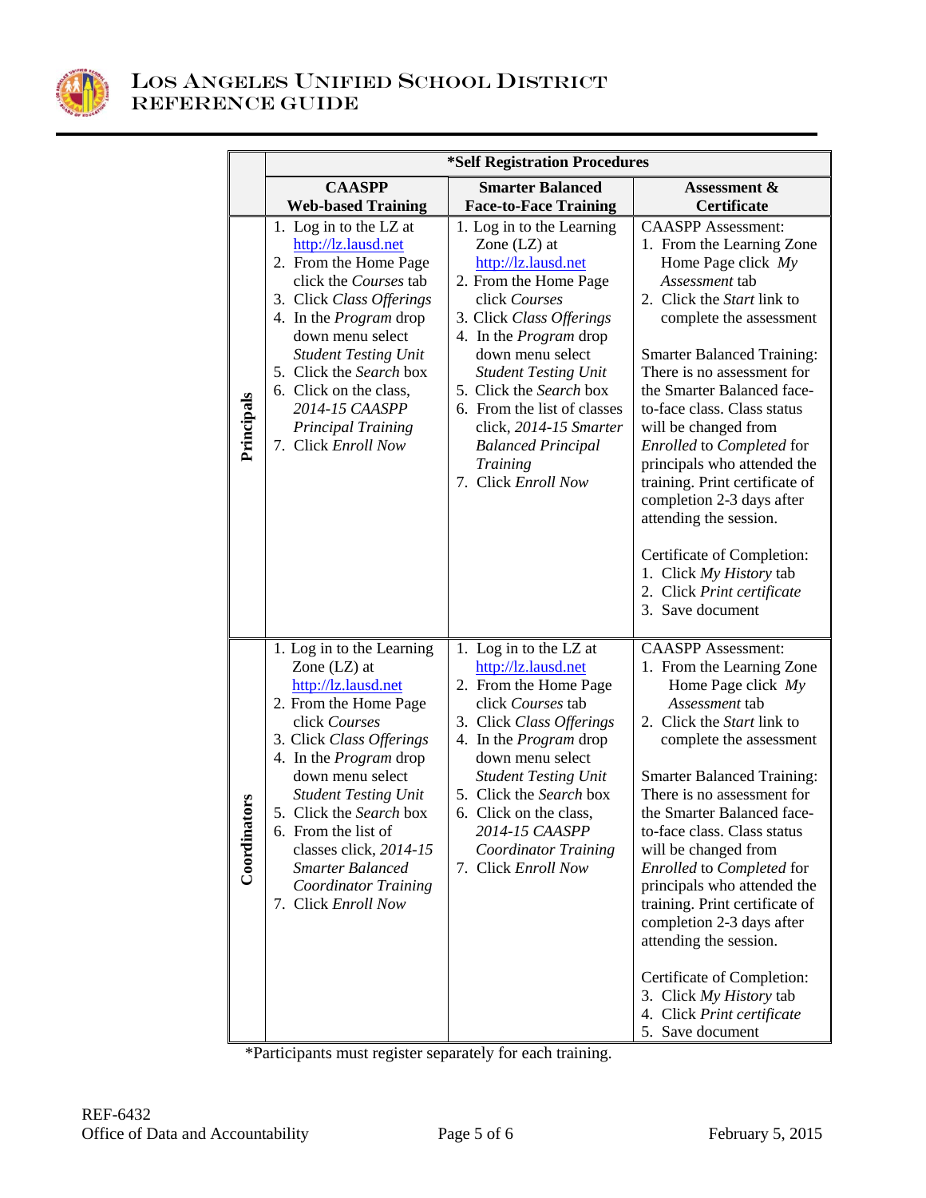| | *Self Registration Procedures | | |
|---|---|---|---|
| | **CAASPP Web-based Training** | **Smarter Balanced Face-to-Face Training** | **Assessment & Certificate** |
| **Principals** | 1. Log in to the LZ at http://lz.lausd.net<br>2. From the Home Page click the *Courses* tab<br>3. Click *Class Offerings*<br>4. In the *Program* drop down menu select *Student Testing Unit*<br>5. Click the *Search* box<br>6. Click on the class, *2014-15 CAASPP Principal Training*<br>7. Click *Enroll Now* | 1. Log in to the Learning Zone (LZ) at http://lz.lausd.net<br>2. From the Home Page click *Courses*<br>3. Click *Class Offerings*<br>4. In the *Program* drop down menu select *Student Testing Unit*<br>5. Click the *Search* box<br>6. From the list of classes click, *2014-15 Smarter Balanced Principal Training*<br>7. Click *Enroll Now* | CAASPP Assessment:<br>1. From the Learning Zone Home Page click *My Assessment* tab<br>2. Click the *Start* link to complete the assessment<br><br>Smarter Balanced Training: There is no assessment for the Smarter Balanced face-to-face class. Class status will be changed from *Enrolled* to *Completed* for principals who attended the training. Print certificate of completion 2-3 days after attending the session.<br><br>Certificate of Completion:<br>1. Click *My History* tab<br>2. Click *Print certificate*<br>3. Save document |
| **Coordinators** | 1. Log in to the Learning Zone (LZ) at http://lz.lausd.net<br>2. From the Home Page click *Courses*<br>3. Click *Class Offerings*<br>4. In the *Program* drop down menu select *Student Testing Unit*<br>5. Click the *Search* box<br>6. From the list of classes click, *2014-15 Smarter Balanced Coordinator Training*<br>7. Click *Enroll Now* | 1. Log in to the LZ at http://lz.lausd.net<br>2. From the Home Page click *Courses* tab<br>3. Click *Class Offerings*<br>4. In the *Program* drop down menu select *Student Testing Unit*<br>5. Click the *Search* box<br>6. Click on the class, *2014-15 CAASPP Coordinator Training*<br>7. Click *Enroll Now* | CAASPP Assessment:<br>1. From the Learning Zone Home Page click *My Assessment* tab<br>2. Click the *Start* link to complete the assessment<br><br>Smarter Balanced Training: There is no assessment for the Smarter Balanced face-to-face class. Class status will be changed from *Enrolled* to *Completed* for principals who attended the training. Print certificate of completion 2-3 days after attending the session.<br><br>Certificate of Completion:<br>3. Click *My History* tab<br>4. Click *Print certificate*<br>5. Save document |

*Participants must register separately for each training.

REF-6432
Office of Data and Accountability
February 5, 2015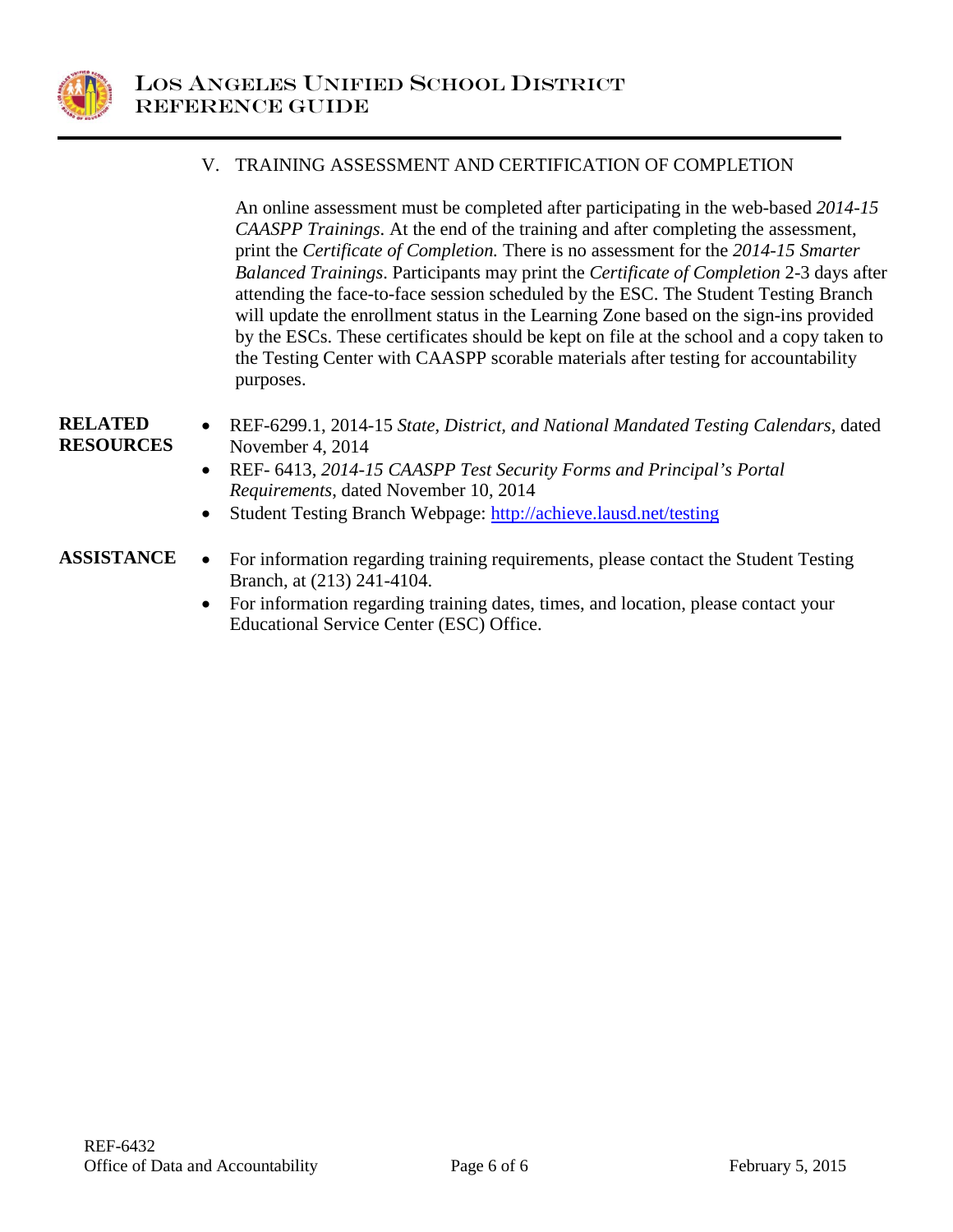## V. TRAINING ASSESSMENT AND CERTIFICATION OF COMPLETION

An online assessment must be completed after participating in the web-based *2014-15 CAASPP Trainings*. At the end of the training and after completing the assessment, print the *Certificate of Completion.* There is no assessment for the *2014-15 Smarter Balanced Trainings*. Participants may print the *Certificate of Completion* 2-3 days after attending the face-to-face session scheduled by the ESC. The Student Testing Branch will update the enrollment status in the Learning Zone based on the sign-ins provided by the ESCs. These certificates should be kept on file at the school and a copy taken to the Testing Center with CAASPP scorable materials after testing for accountability purposes.

**RELATED RESOURCES**

- REF-6299.1, 2014-15 *State, District, and National Mandated Testing Calendars*, dated November 4, 2014
- REF- 6413, *2014-15 CAASPP Test Security Forms and Principal's Portal Requirements*, dated November 10, 2014
- Student Testing Branch Webpage: http://achieve.lausd.net/testing

**ASSISTANCE**

- For information regarding training requirements, please contact the Student Testing Branch, at (213) 241-4104.
- For information regarding training dates, times, and location, please contact your Educational Service Center (ESC) Office.